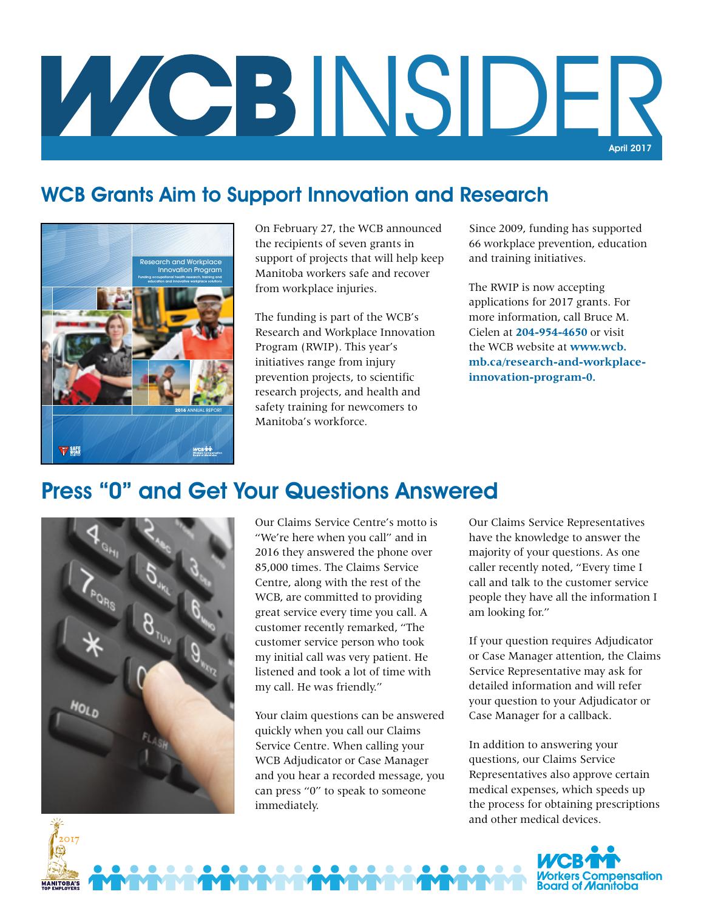# WCB INSIDER

April 2017

## WCB Grants Aim to Support Innovation and Research

On February 27, the WCB announced the recipients of seven grants in support of projects that will help keep Manitoba workers safe and recover from workplace injuries.

The funding is part of the WCB's Research and Workplace Innovation Program (RWIP). This year's initiatives range from injury prevention projects, to scientific research projects, and health and safety training for newcomers to Manitoba's workforce.

Since 2009, funding has supported 66 workplace prevention, education and training initiatives.

The RWIP is now accepting applications for 2017 grants. For more information, call Bruce M. Cielen at **204-954-4650** or visit the WCB website at **www.wcb.mb.ca/research-and-workplace-innovation-program-0.**

## Press "0" and Get Your Questions Answered

Our Claims Service Centre's motto is "We're here when you call" and in 2016 they answered the phone over 85,000 times. The Claims Service Centre, along with the rest of the WCB, are committed to providing great service every time you call. A customer recently remarked, "The customer service person who took my initial call was very patient. He listened and took a lot of time with my call. He was friendly."

Your claim questions can be answered quickly when you call our Claims Service Centre. When calling your WCB Adjudicator or Case Manager and you hear a recorded message, you can press "0" to speak to someone immediately.

Our Claims Service Representatives have the knowledge to answer the majority of your questions. As one caller recently noted, "Every time I call and talk to the customer service people they have all the information I am looking for."

If your question requires Adjudicator or Case Manager attention, the Claims Service Representative may ask for detailed information and will refer your question to your Adjudicator or Case Manager for a callback.

In addition to answering your questions, our Claims Service Representatives also approve certain medical expenses, which speeds up the process for obtaining prescriptions and other medical devices.

2017 Manitoba's Top Employers

WCB Workers Compensation Board of Manitoba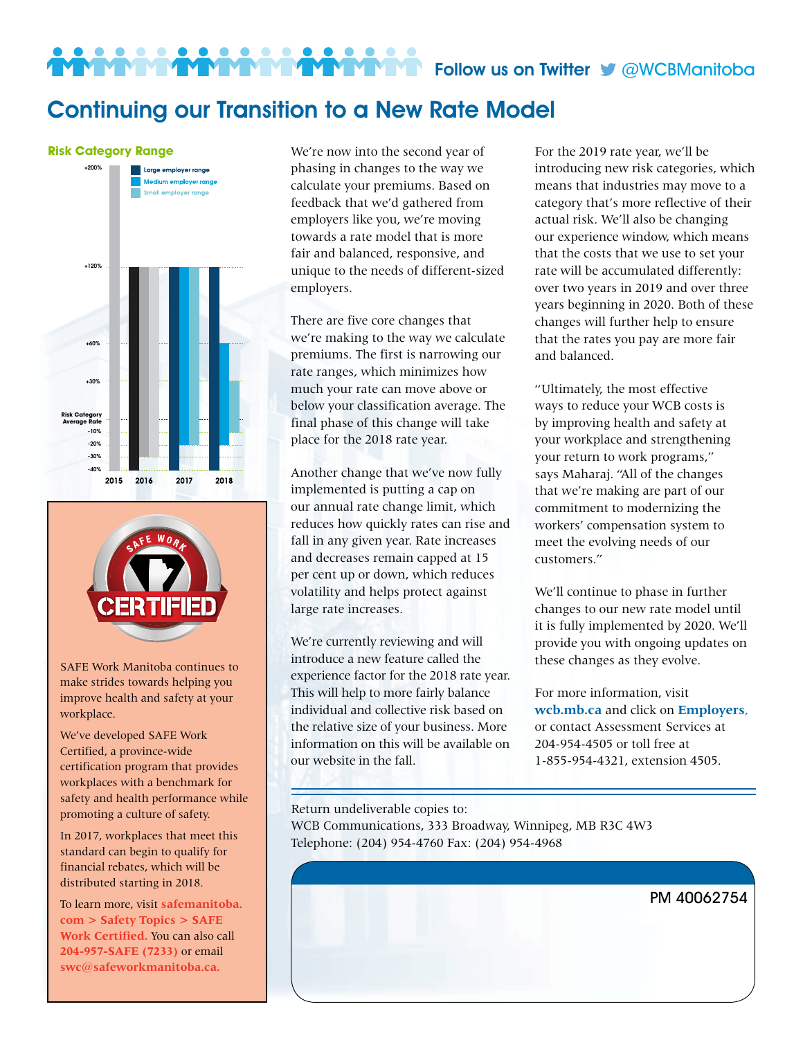Follow us on Twitter @WCBManitoba

# Continuing our Transition to a New Rate Model

**Risk Category Range**

+200%

Large employer range

Medium employer range

Small employer range

+120%

+60%

+30%

Risk Category Average Rate

-10%

-20%

-30%

-40%

2015 2016 2017 2018

We're now into the second year of phasing in changes to the way we calculate your premiums. Based on feedback that we'd gathered from employers like you, we're moving towards a rate model that is more fair and balanced, responsive, and unique to the needs of different-sized employers.

There are five core changes that we're making to the way we calculate premiums. The first is narrowing our rate ranges, which minimizes how much your rate can move above or below your classification average. The final phase of this change will take place for the 2018 rate year.

Another change that we've now fully implemented is putting a cap on our annual rate change limit, which reduces how quickly rates can rise and fall in any given year. Rate increases and decreases remain capped at 15 per cent up or down, which reduces volatility and helps protect against large rate increases.

We're currently reviewing and will introduce a new feature called the experience factor for the 2018 rate year. This will help to more fairly balance individual and collective risk based on the relative size of your business. More information on this will be available on our website in the fall.

For the 2019 rate year, we'll be introducing new risk categories, which means that industries may move to a category that's more reflective of their actual risk. We'll also be changing our experience window, which means that the costs that we use to set your rate will be accumulated differently: over two years in 2019 and over three years beginning in 2020. Both of these changes will further help to ensure that the rates you pay are more fair and balanced.

"Ultimately, the most effective ways to reduce your WCB costs is by improving health and safety at your workplace and strengthening your return to work programs," says Maharaj. "All of the changes that we're making are part of our commitment to modernizing the workers' compensation system to meet the evolving needs of our customers."

We'll continue to phase in further changes to our new rate model until it is fully implemented by 2020. We'll provide you with ongoing updates on these changes as they evolve.

For more information, visit **wcb.mb.ca** and click on **Employers**, or contact Assessment Services at 204-954-4505 or toll free at 1-855-954-4321, extension 4505.

SAFE WORK CERTIFIED

SAFE Work Manitoba continues to make strides towards helping you improve health and safety at your workplace.

We've developed SAFE Work Certified, a province-wide certification program that provides workplaces with a benchmark for safety and health performance while promoting a culture of safety.

In 2017, workplaces that meet this standard can begin to qualify for financial rebates, which will be distributed starting in 2018.

To learn more, visit **safemanitoba.com > Safety Topics > SAFE Work Certified**. You can also call **204-957-SAFE (7233)** or email **swc@safeworkmanitoba.ca.**

Return undeliverable copies to:
WCB Communications, 333 Broadway, Winnipeg, MB R3C 4W3
Telephone: (204) 954-4760 Fax: (204) 954-4968

PM 40062754